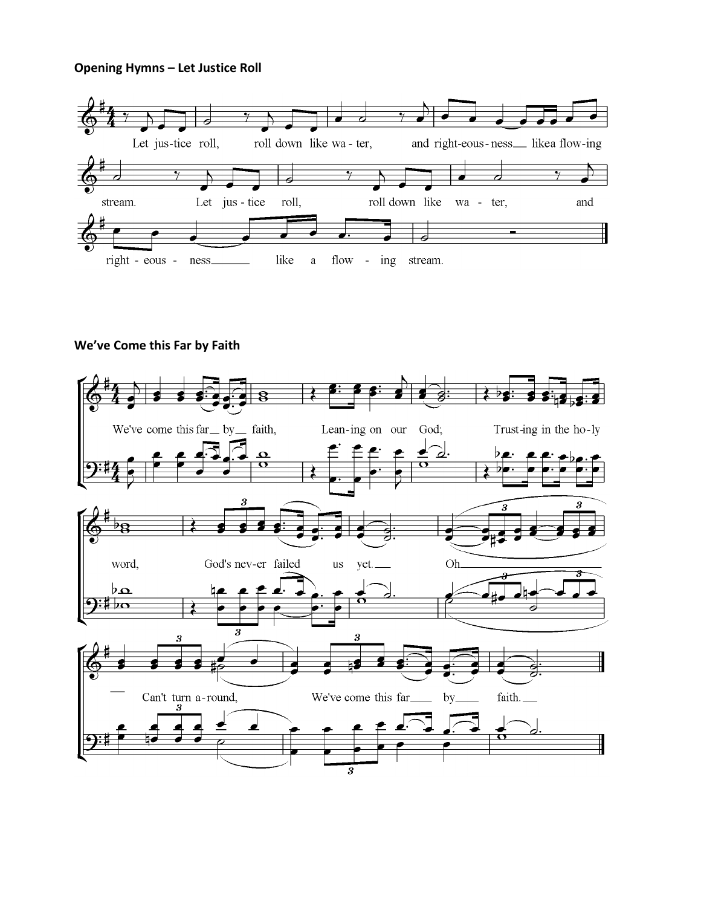**Opening Hymns – Let Justice Roll**

Let jus-tice roll, roll down like wa-ter, and right-eous-ness like a flow-ing stream. Let jus-tice roll, roll down like wa-ter, and right-eous-ness like a flow-ing stream.

**We've Come this Far by Faith**

We've come this far by faith, Lean-ing on our God; Trust-ing in the ho-ly word, God's nev-er failed us yet. Oh Can't turn a-round, We've come this far by faith.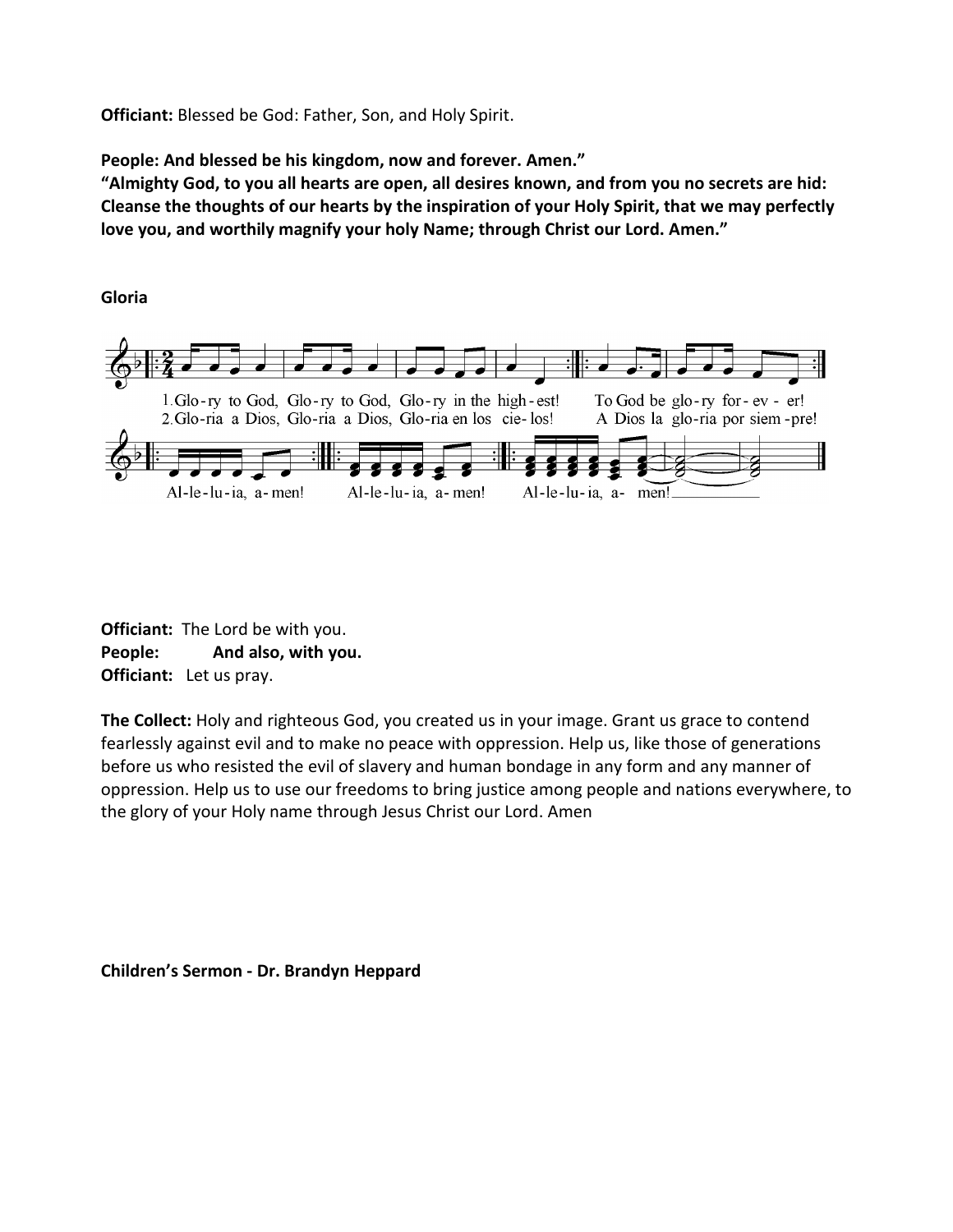**Officiant:** Blessed be God: Father, Son, and Holy Spirit.

**People: And blessed be his kingdom, now and forever. Amen."**
**"Almighty God, to you all hearts are open, all desires known, and from you no secrets are hid: Cleanse the thoughts of our hearts by the inspiration of your Holy Spirit, that we may perfectly love you, and worthily magnify your holy Name; through Christ our Lord. Amen."**

**Gloria**

1. Glo-ry to God, Glo-ry to God, Glo-ry in the high-est! To God be glo-ry for-ev-er!
2. Glo-ria a Dios, Glo-ria a Dios, Glo-ria en los cie-los! A Dios la glo-ria por siem-pre!

Al-le-lu-ia, a-men! Al-le-lu-ia, a-men! Al-le-lu-ia, a- men!

**Officiant:** The Lord be with you.
**People: And also, with you.**
**Officiant:** Let us pray.

**The Collect:** Holy and righteous God, you created us in your image. Grant us grace to contend fearlessly against evil and to make no peace with oppression. Help us, like those of generations before us who resisted the evil of slavery and human bondage in any form and any manner of oppression. Help us to use our freedoms to bring justice among people and nations everywhere, to the glory of your Holy name through Jesus Christ our Lord. Amen

**Children's Sermon - Dr. Brandyn Heppard**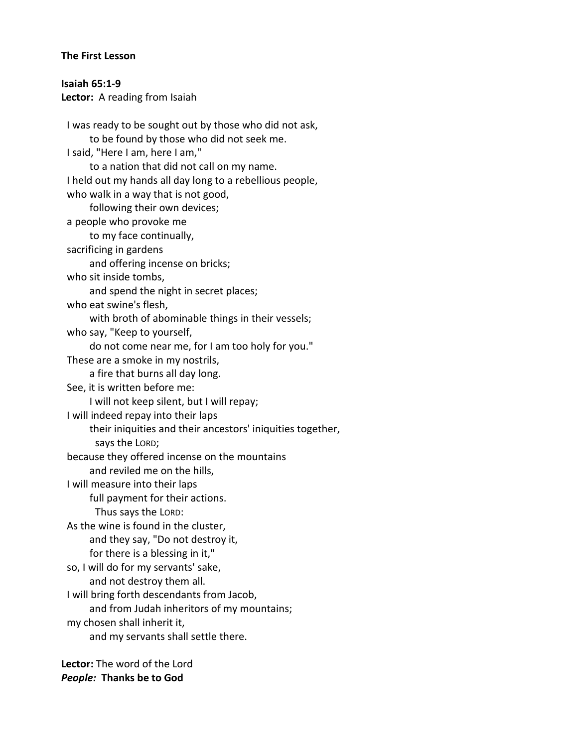**The First Lesson**

**Isaiah 65:1-9**
**Lector:** A reading from Isaiah

I was ready to be sought out by those who did not ask,
  to be found by those who did not seek me.
I said, "Here I am, here I am,"
  to a nation that did not call on my name.
I held out my hands all day long to a rebellious people,
who walk in a way that is not good,
  following their own devices;
a people who provoke me
  to my face continually,
sacrificing in gardens
  and offering incense on bricks;
who sit inside tombs,
  and spend the night in secret places;
who eat swine's flesh,
  with broth of abominable things in their vessels;
who say, "Keep to yourself,
  do not come near me, for I am too holy for you."
These are a smoke in my nostrils,
  a fire that burns all day long.
See, it is written before me:
  I will not keep silent, but I will repay;
I will indeed repay into their laps
  their iniquities and their ancestors' iniquities together,
   says the LORD;
because they offered incense on the mountains
  and reviled me on the hills,
I will measure into their laps
  full payment for their actions.
   Thus says the LORD:
As the wine is found in the cluster,
  and they say, "Do not destroy it,
  for there is a blessing in it,"
so, I will do for my servants' sake,
  and not destroy them all.
I will bring forth descendants from Jacob,
  and from Judah inheritors of my mountains;
my chosen shall inherit it,
  and my servants shall settle there.

**Lector:** The word of the Lord
***People:*** **Thanks be to God**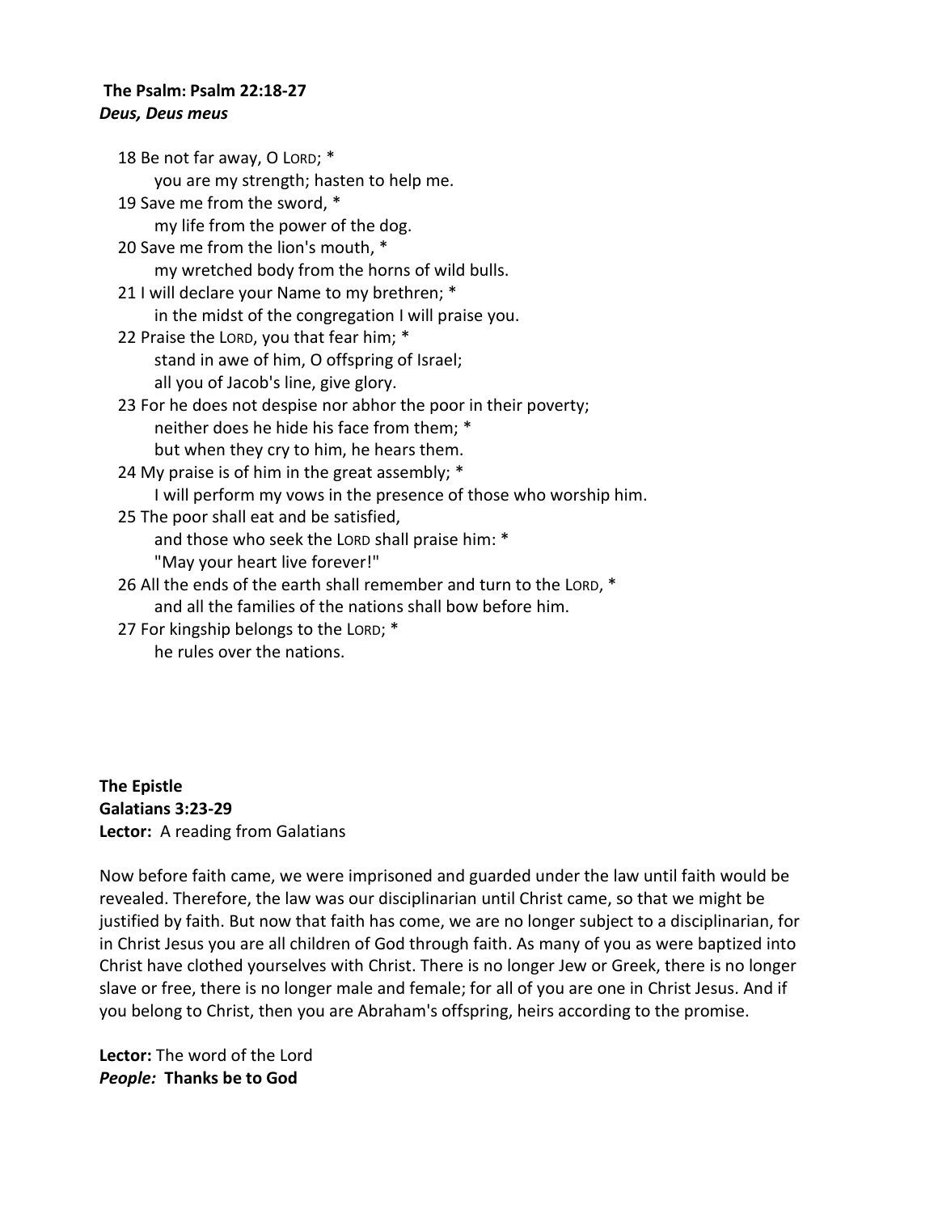**The Psalm: Psalm 22:18-27**
***Deus, Deus meus***

18 Be not far away, O LORD; *
    you are my strength; hasten to help me.
19 Save me from the sword, *
    my life from the power of the dog.
20 Save me from the lion's mouth, *
    my wretched body from the horns of wild bulls.
21 I will declare your Name to my brethren; *
    in the midst of the congregation I will praise you.
22 Praise the LORD, you that fear him; *
    stand in awe of him, O offspring of Israel;
    all you of Jacob's line, give glory.
23 For he does not despise nor abhor the poor in their poverty;
    neither does he hide his face from them; *
    but when they cry to him, he hears them.
24 My praise is of him in the great assembly; *
    I will perform my vows in the presence of those who worship him.
25 The poor shall eat and be satisfied,
    and those who seek the LORD shall praise him: *
    "May your heart live forever!"
26 All the ends of the earth shall remember and turn to the LORD, *
    and all the families of the nations shall bow before him.
27 For kingship belongs to the LORD; *
    he rules over the nations.

**The Epistle**
**Galatians 3:23-29**
**Lector:** A reading from Galatians

Now before faith came, we were imprisoned and guarded under the law until faith would be revealed. Therefore, the law was our disciplinarian until Christ came, so that we might be justified by faith. But now that faith has come, we are no longer subject to a disciplinarian, for in Christ Jesus you are all children of God through faith. As many of you as were baptized into Christ have clothed yourselves with Christ. There is no longer Jew or Greek, there is no longer slave or free, there is no longer male and female; for all of you are one in Christ Jesus. And if you belong to Christ, then you are Abraham's offspring, heirs according to the promise.

**Lector:** The word of the Lord
***People:*** **Thanks be to God**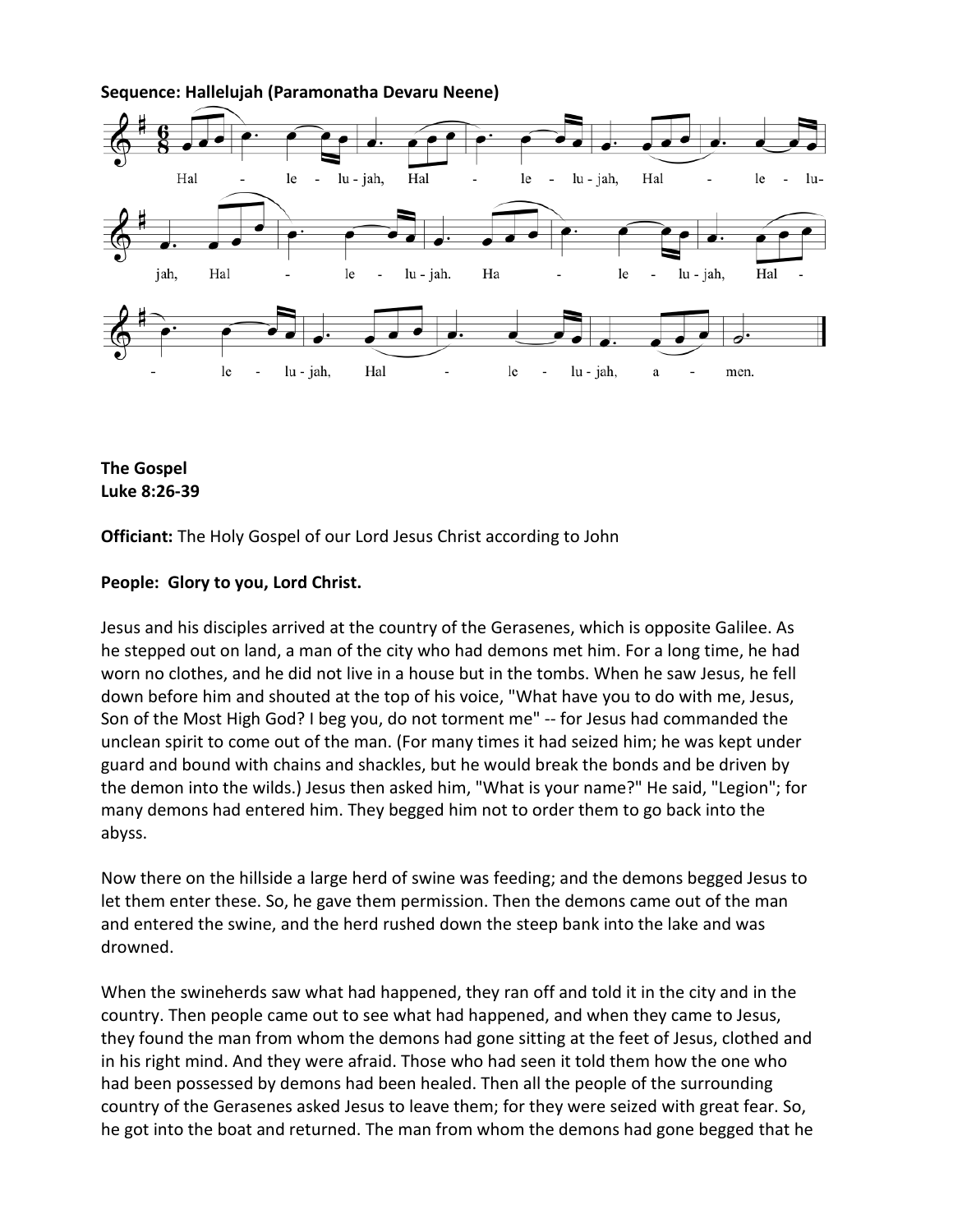**Sequence: Hallelujah (Paramonatha Devaru Neene)**

**The Gospel**
**Luke 8:26-39**

**Officiant:** The Holy Gospel of our Lord Jesus Christ according to John

**People: Glory to you, Lord Christ.**

Jesus and his disciples arrived at the country of the Gerasenes, which is opposite Galilee. As he stepped out on land, a man of the city who had demons met him. For a long time, he had worn no clothes, and he did not live in a house but in the tombs. When he saw Jesus, he fell down before him and shouted at the top of his voice, "What have you to do with me, Jesus, Son of the Most High God? I beg you, do not torment me" -- for Jesus had commanded the unclean spirit to come out of the man. (For many times it had seized him; he was kept under guard and bound with chains and shackles, but he would break the bonds and be driven by the demon into the wilds.) Jesus then asked him, "What is your name?" He said, "Legion"; for many demons had entered him. They begged him not to order them to go back into the abyss.

Now there on the hillside a large herd of swine was feeding; and the demons begged Jesus to let them enter these. So, he gave them permission. Then the demons came out of the man and entered the swine, and the herd rushed down the steep bank into the lake and was drowned.

When the swineherds saw what had happened, they ran off and told it in the city and in the country. Then people came out to see what had happened, and when they came to Jesus, they found the man from whom the demons had gone sitting at the feet of Jesus, clothed and in his right mind. And they were afraid. Those who had seen it told them how the one who had been possessed by demons had been healed. Then all the people of the surrounding country of the Gerasenes asked Jesus to leave them; for they were seized with great fear. So, he got into the boat and returned. The man from whom the demons had gone begged that he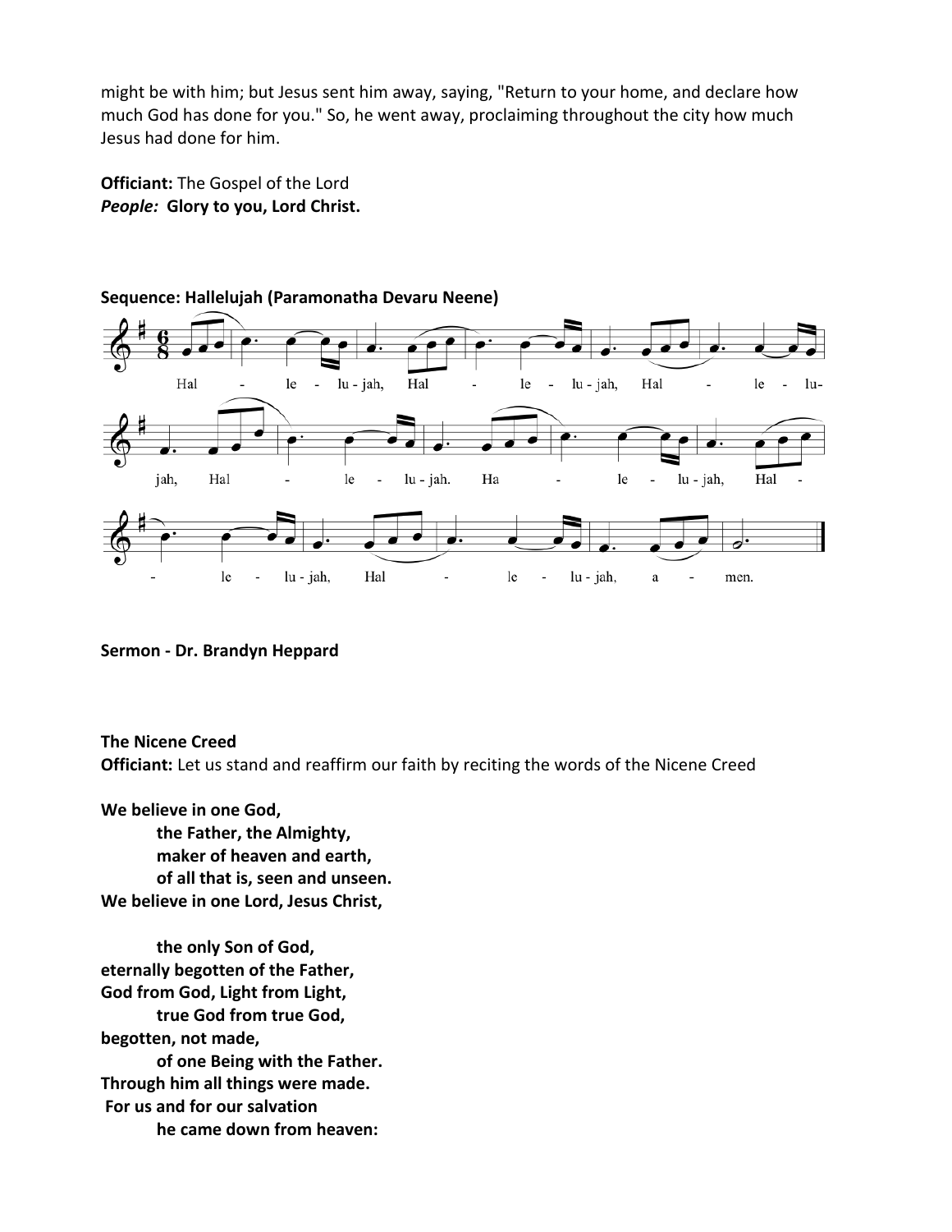might be with him; but Jesus sent him away, saying, "Return to your home, and declare how much God has done for you." So, he went away, proclaiming throughout the city how much Jesus had done for him.

**Officiant:** The Gospel of the Lord
***People:*** **Glory to you, Lord Christ.**

**Sequence: Hallelujah (Paramonatha Devaru Neene)**

Hal - le - lu - jah, Hal - le - lu - jah, Hal - le - lu- jah, Hal - le - lu - jah. Ha - le - lu - jah, Hal - le - lu - jah, Hal - le - lu - jah, a - men.

**Sermon - Dr. Brandyn Heppard**

**The Nicene Creed**
**Officiant:** Let us stand and reaffirm our faith by reciting the words of the Nicene Creed

**We believe in one God,**
**the Father, the Almighty,**
**maker of heaven and earth,**
**of all that is, seen and unseen.**
**We believe in one Lord, Jesus Christ,**

**the only Son of God,**
**eternally begotten of the Father,**
**God from God, Light from Light,**
**true God from true God,**
**begotten, not made,**
**of one Being with the Father.**
**Through him all things were made.**
**For us and for our salvation**
**he came down from heaven:**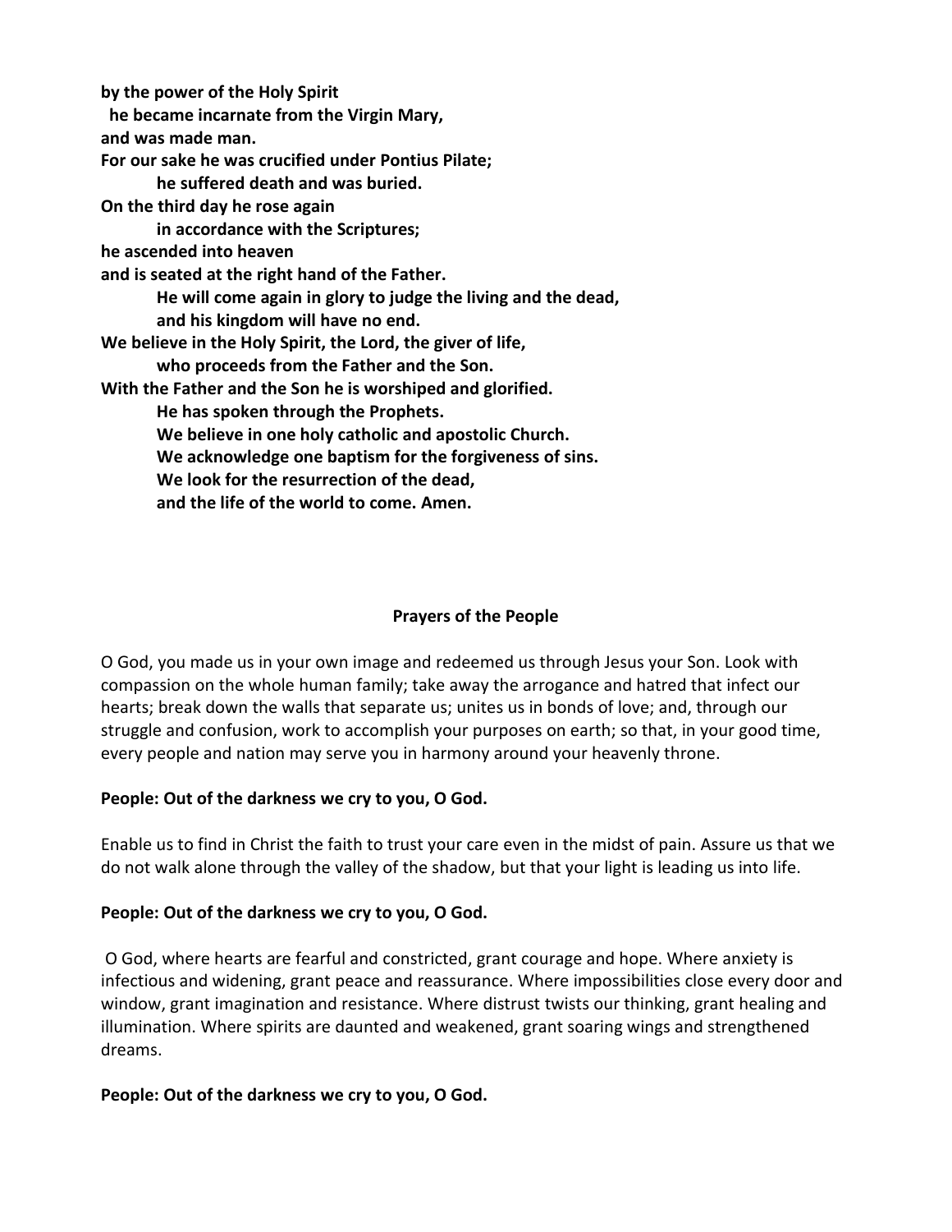**by the power of the Holy Spirit**
**he became incarnate from the Virgin Mary,**
**and was made man.**
**For our sake he was crucified under Pontius Pilate;**
**he suffered death and was buried.**
**On the third day he rose again**
**in accordance with the Scriptures;**
**he ascended into heaven**
**and is seated at the right hand of the Father.**
**He will come again in glory to judge the living and the dead,**
**and his kingdom will have no end.**
**We believe in the Holy Spirit, the Lord, the giver of life,**
**who proceeds from the Father and the Son.**
**With the Father and the Son he is worshiped and glorified.**
**He has spoken through the Prophets.**
**We believe in one holy catholic and apostolic Church.**
**We acknowledge one baptism for the forgiveness of sins.**
**We look for the resurrection of the dead,**
**and the life of the world to come. Amen.**

## Prayers of the People

O God, you made us in your own image and redeemed us through Jesus your Son. Look with compassion on the whole human family; take away the arrogance and hatred that infect our hearts; break down the walls that separate us; unites us in bonds of love; and, through our struggle and confusion, work to accomplish your purposes on earth; so that, in your good time, every people and nation may serve you in harmony around your heavenly throne.

**People: Out of the darkness we cry to you, O God.**

Enable us to find in Christ the faith to trust your care even in the midst of pain. Assure us that we do not walk alone through the valley of the shadow, but that your light is leading us into life.

**People: Out of the darkness we cry to you, O God.**

O God, where hearts are fearful and constricted, grant courage and hope. Where anxiety is infectious and widening, grant peace and reassurance. Where impossibilities close every door and window, grant imagination and resistance. Where distrust twists our thinking, grant healing and illumination. Where spirits are daunted and weakened, grant soaring wings and strengthened dreams.

**People: Out of the darkness we cry to you, O God.**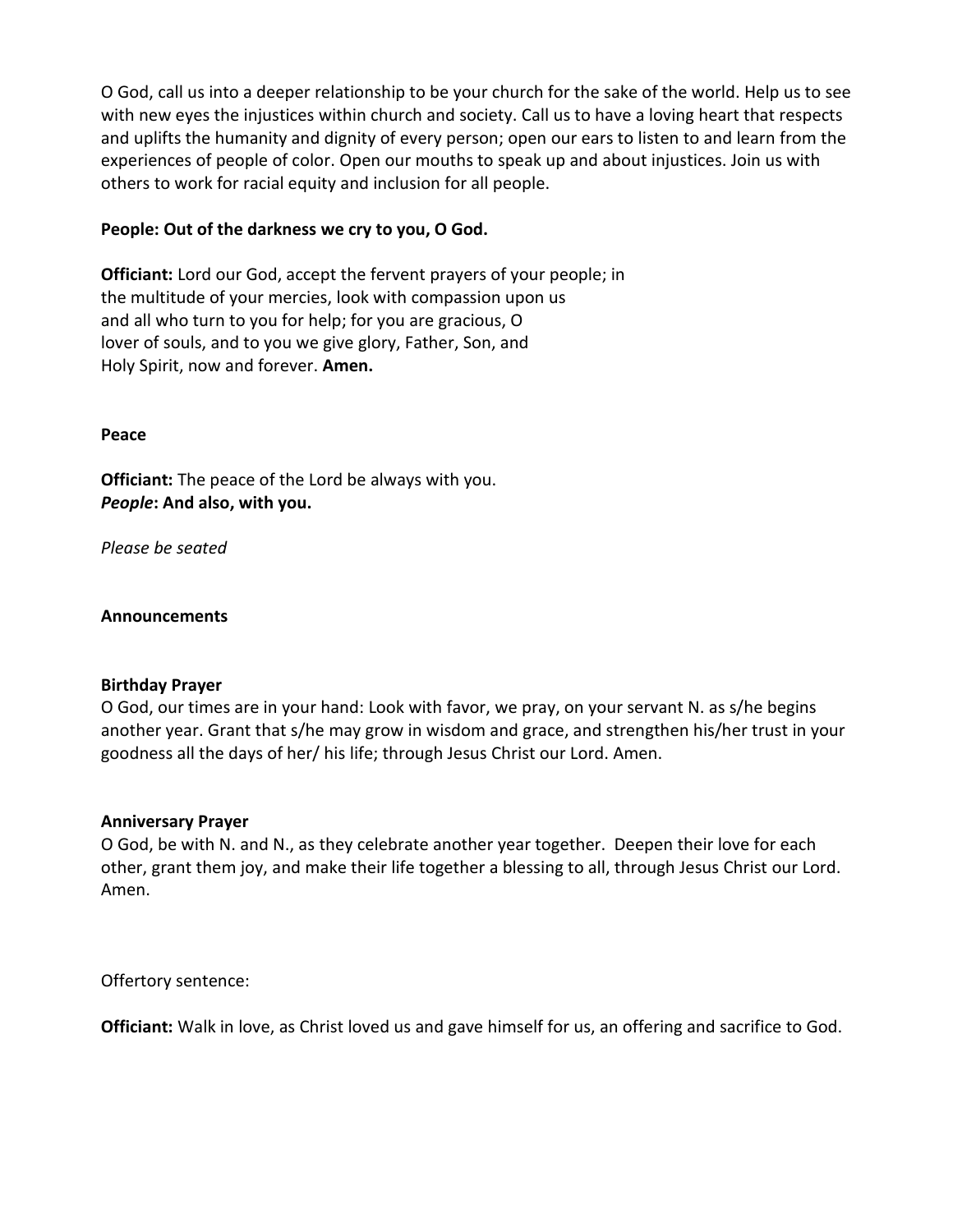O God, call us into a deeper relationship to be your church for the sake of the world. Help us to see with new eyes the injustices within church and society. Call us to have a loving heart that respects and uplifts the humanity and dignity of every person; open our ears to listen to and learn from the experiences of people of color. Open our mouths to speak up and about injustices. Join us with others to work for racial equity and inclusion for all people.

**People: Out of the darkness we cry to you, O God.**

**Officiant:** Lord our God, accept the fervent prayers of your people; in the multitude of your mercies, look with compassion upon us and all who turn to you for help; for you are gracious, O lover of souls, and to you we give glory, Father, Son, and Holy Spirit, now and forever. **Amen.**

**Peace**

**Officiant:** The peace of the Lord be always with you.
***People*: And also, with you.**

*Please be seated*

**Announcements**

**Birthday Prayer**
O God, our times are in your hand: Look with favor, we pray, on your servant N. as s/he begins another year. Grant that s/he may grow in wisdom and grace, and strengthen his/her trust in your goodness all the days of her/ his life; through Jesus Christ our Lord. Amen.

**Anniversary Prayer**
O God, be with N. and N., as they celebrate another year together. Deepen their love for each other, grant them joy, and make their life together a blessing to all, through Jesus Christ our Lord. Amen.

Offertory sentence:

**Officiant:** Walk in love, as Christ loved us and gave himself for us, an offering and sacrifice to God.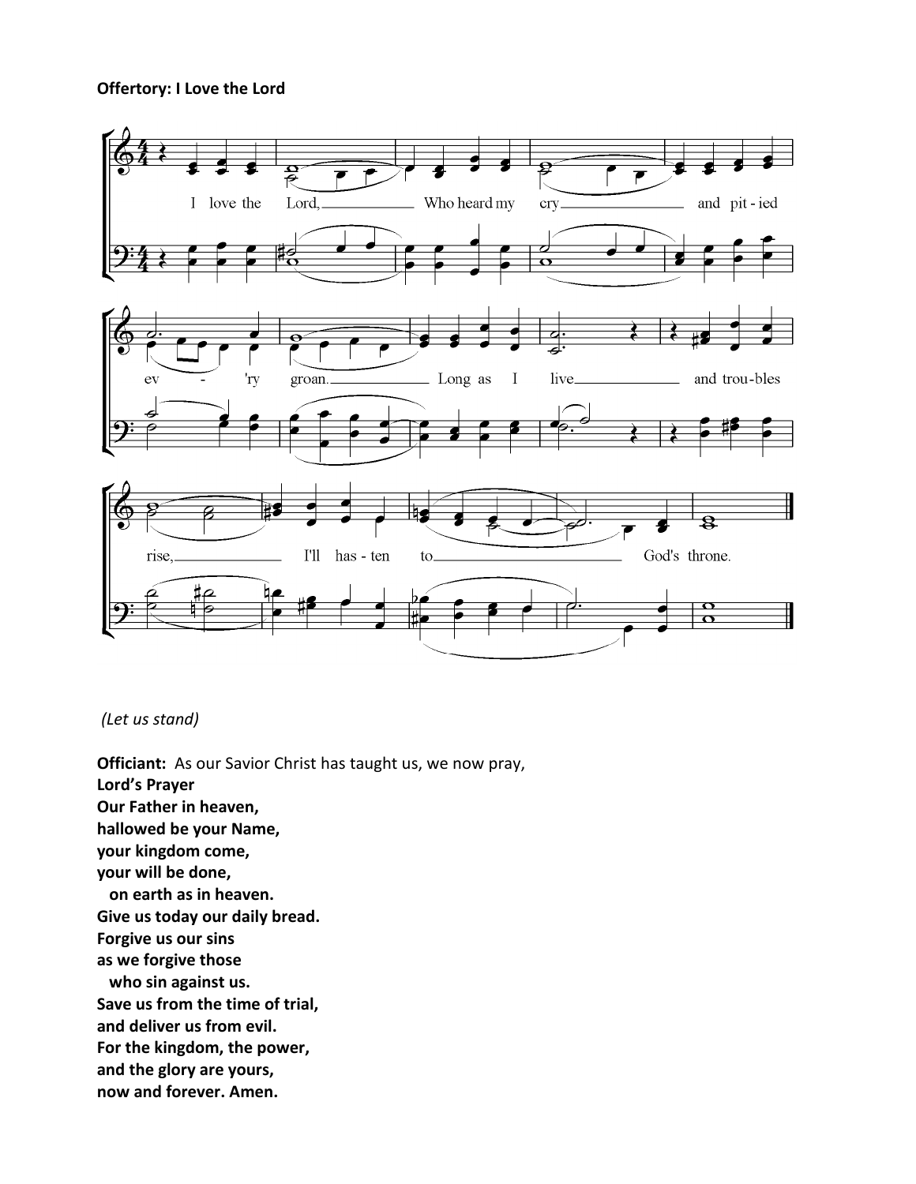**Offertory: I Love the Lord**

*(Let us stand)*

**Officiant:** As our Savior Christ has taught us, we now pray,

**Lord's Prayer**

**Our Father in heaven,**
**hallowed be your Name,**
**your kingdom come,**
**your will be done,**
**on earth as in heaven.**
**Give us today our daily bread.**
**Forgive us our sins**
**as we forgive those**
**who sin against us.**
**Save us from the time of trial,**
**and deliver us from evil.**
**For the kingdom, the power,**
**and the glory are yours,**
**now and forever. Amen.**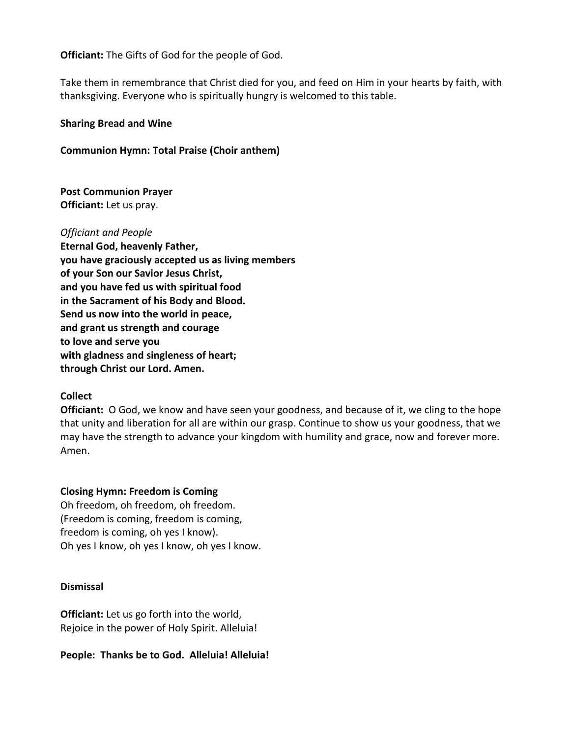**Officiant:** The Gifts of God for the people of God.

Take them in remembrance that Christ died for you, and feed on Him in your hearts by faith, with thanksgiving. Everyone who is spiritually hungry is welcomed to this table.

**Sharing Bread and Wine**

**Communion Hymn: Total Praise (Choir anthem)**

**Post Communion Prayer**
**Officiant:** Let us pray.

*Officiant and People*
**Eternal God, heavenly Father,**
**you have graciously accepted us as living members**
**of your Son our Savior Jesus Christ,**
**and you have fed us with spiritual food**
**in the Sacrament of his Body and Blood.**
**Send us now into the world in peace,**
**and grant us strength and courage**
**to love and serve you**
**with gladness and singleness of heart;**
**through Christ our Lord. Amen.**

**Collect**
**Officiant:** O God, we know and have seen your goodness, and because of it, we cling to the hope that unity and liberation for all are within our grasp. Continue to show us your goodness, that we may have the strength to advance your kingdom with humility and grace, now and forever more. Amen.

**Closing Hymn: Freedom is Coming**
Oh freedom, oh freedom, oh freedom.
(Freedom is coming, freedom is coming,
freedom is coming, oh yes I know).
Oh yes I know, oh yes I know, oh yes I know.

**Dismissal**

**Officiant:** Let us go forth into the world,
Rejoice in the power of Holy Spirit. Alleluia!

**People: Thanks be to God. Alleluia! Alleluia!**